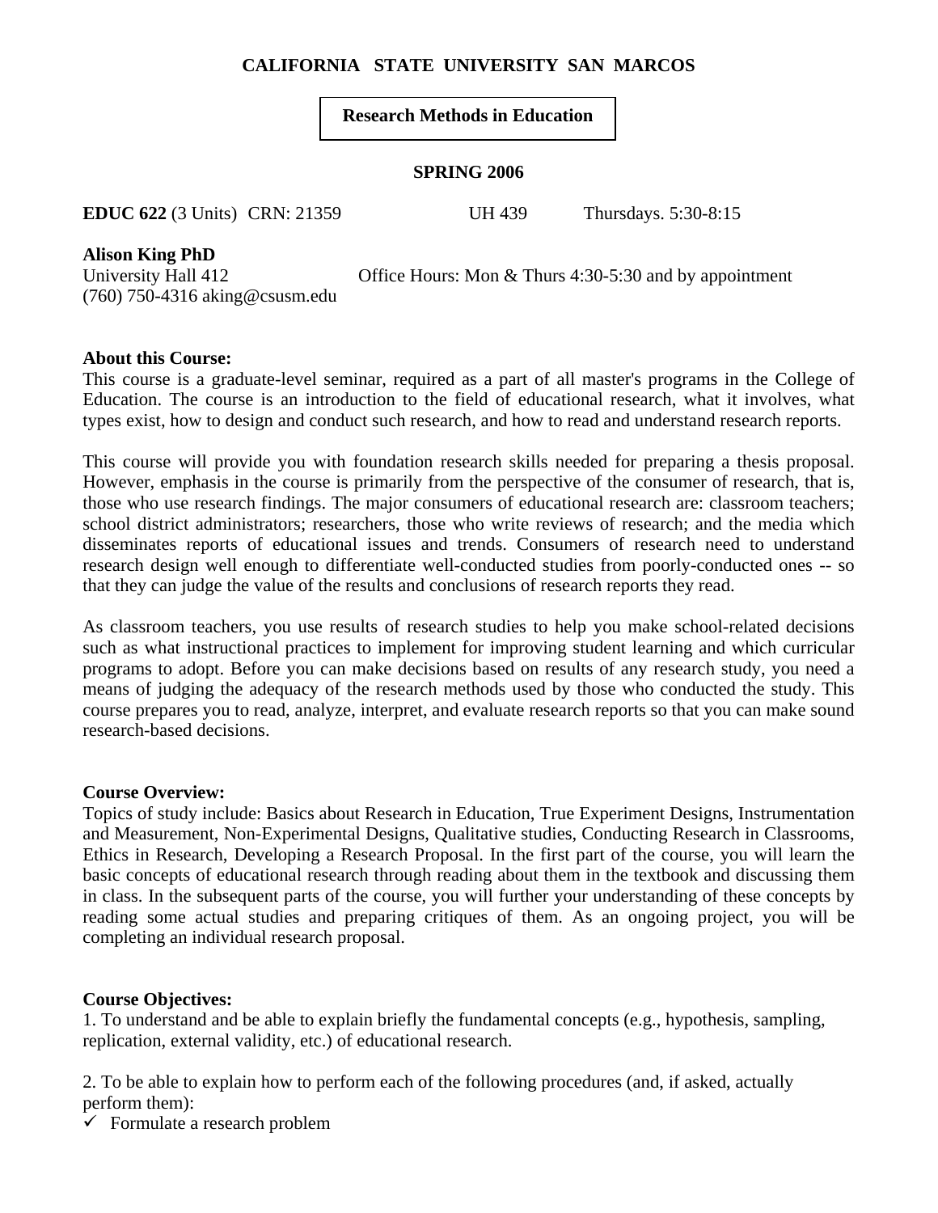**CALIFORNIA STATE UNIVERSITY SAN MARCOS**

**Research Methods in Education**

**SPRING 2006**

**EDUC 622** (3 Units) CRN: 21359 UH 439 Thursdays. 5:30-8:15

**Alison King PhD**
University Hall 412 Office Hours: Mon & Thurs 4:30-5:30 and by appointment
(760) 750-4316 aking@csusm.edu

**About this Course:**
This course is a graduate-level seminar, required as a part of all master's programs in the College of Education. The course is an introduction to the field of educational research, what it involves, what types exist, how to design and conduct such research, and how to read and understand research reports.

This course will provide you with foundation research skills needed for preparing a thesis proposal. However, emphasis in the course is primarily from the perspective of the consumer of research, that is, those who use research findings. The major consumers of educational research are: classroom teachers; school district administrators; researchers, those who write reviews of research; and the media which disseminates reports of educational issues and trends. Consumers of research need to understand research design well enough to differentiate well-conducted studies from poorly-conducted ones -- so that they can judge the value of the results and conclusions of research reports they read.

As classroom teachers, you use results of research studies to help you make school-related decisions such as what instructional practices to implement for improving student learning and which curricular programs to adopt. Before you can make decisions based on results of any research study, you need a means of judging the adequacy of the research methods used by those who conducted the study. This course prepares you to read, analyze, interpret, and evaluate research reports so that you can make sound research-based decisions.

**Course Overview:**
Topics of study include: Basics about Research in Education, True Experiment Designs, Instrumentation and Measurement, Non-Experimental Designs, Qualitative studies, Conducting Research in Classrooms, Ethics in Research, Developing a Research Proposal. In the first part of the course, you will learn the basic concepts of educational research through reading about them in the textbook and discussing them in class. In the subsequent parts of the course, you will further your understanding of these concepts by reading some actual studies and preparing critiques of them. As an ongoing project, you will be completing an individual research proposal.

**Course Objectives:**
1. To understand and be able to explain briefly the fundamental concepts (e.g., hypothesis, sampling, replication, external validity, etc.) of educational research.

2. To be able to explain how to perform each of the following procedures (and, if asked, actually perform them):

- ✓ Formulate a research problem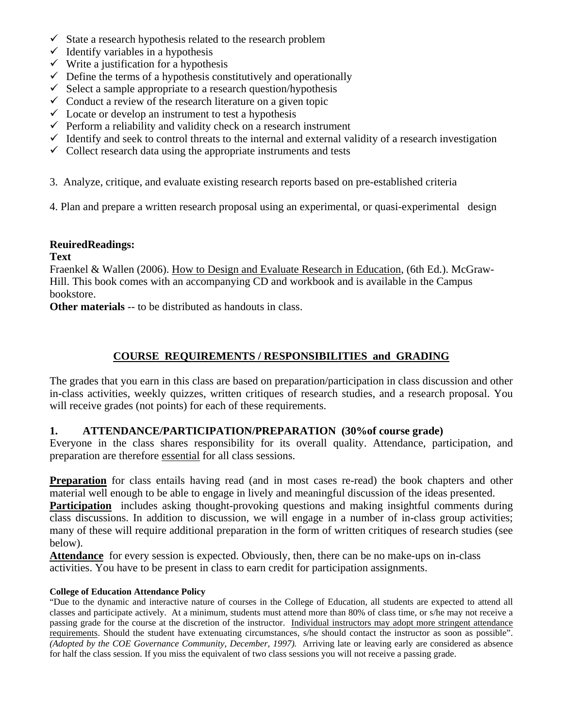- ✓ State a research hypothesis related to the research problem
- ✓ Identify variables in a hypothesis
- ✓ Write a justification for a hypothesis
- ✓ Define the terms of a hypothesis constitutively and operationally
- ✓ Select a sample appropriate to a research question/hypothesis
- ✓ Conduct a review of the research literature on a given topic
- ✓ Locate or develop an instrument to test a hypothesis
- ✓ Perform a reliability and validity check on a research instrument
- ✓ Identify and seek to control threats to the internal and external validity of a research investigation
- ✓ Collect research data using the appropriate instruments and tests

3. Analyze, critique, and evaluate existing research reports based on pre-established criteria

4. Plan and prepare a written research proposal using an experimental, or quasi-experimental design

**ReuiredReadings:**
**Text**
Fraenkel & Wallen (2006). <u>How to Design and Evaluate Research in Education</u>, (6th Ed.). McGraw-Hill. This book comes with an accompanying CD and workbook and is available in the Campus bookstore.
**Other materials** -- to be distributed as handouts in class.

## COURSE REQUIREMENTS / RESPONSIBILITIES and GRADING

The grades that you earn in this class are based on preparation/participation in class discussion and other in-class activities, weekly quizzes, written critiques of research studies, and a research proposal. You will receive grades (not points) for each of these requirements.

### 1. ATTENDANCE/PARTICIPATION/PREPARATION (30%of course grade)

Everyone in the class shares responsibility for its overall quality. Attendance, participation, and preparation are therefore <u>essential</u> for all class sessions.

**<u>Preparation</u>** for class entails having read (and in most cases re-read) the book chapters and other material well enough to be able to engage in lively and meaningful discussion of the ideas presented.
**<u>Participation</u>** includes asking thought-provoking questions and making insightful comments during class discussions. In addition to discussion, we will engage in a number of in-class group activities; many of these will require additional preparation in the form of written critiques of research studies (see below).
**<u>Attendance</u>** for every session is expected. Obviously, then, there can be no make-ups on in-class activities. You have to be present in class to earn credit for participation assignments.

**College of Education Attendance Policy**
"Due to the dynamic and interactive nature of courses in the College of Education, all students are expected to attend all classes and participate actively. At a minimum, students must attend more than 80% of class time, or s/he may not receive a passing grade for the course at the discretion of the instructor. <u>Individual instructors may adopt more stringent attendance requirements</u>. Should the student have extenuating circumstances, s/he should contact the instructor as soon as possible". *(Adopted by the COE Governance Community, December, 1997).* Arriving late or leaving early are considered as absence for half the class session. If you miss the equivalent of two class sessions you will not receive a passing grade.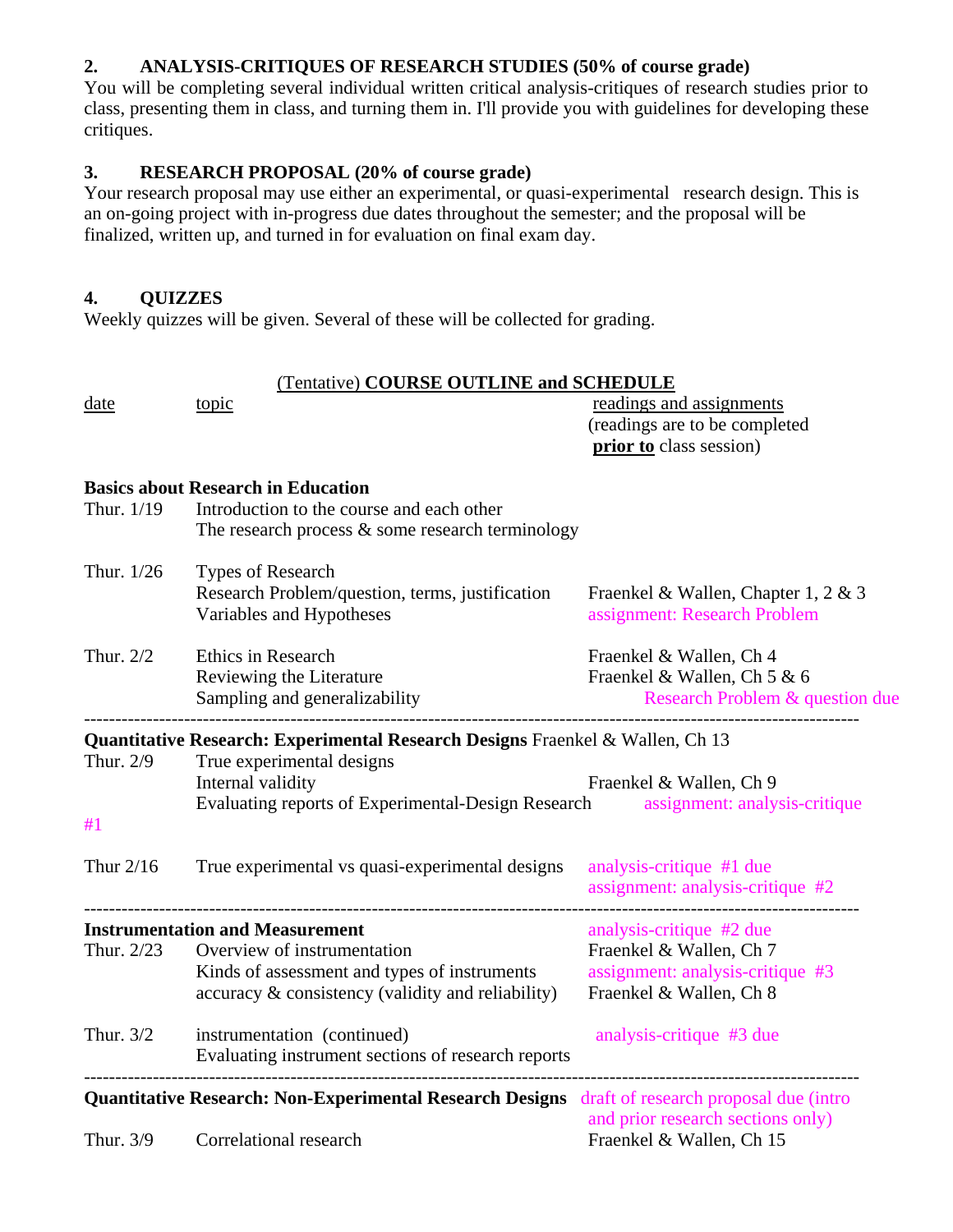## 2. ANALYSIS-CRITIQUES OF RESEARCH STUDIES (50% of course grade)

You will be completing several individual written critical analysis-critiques of research studies prior to class, presenting them in class, and turning them in. I'll provide you with guidelines for developing these critiques.

## 3. RESEARCH PROPOSAL (20% of course grade)

Your research proposal may use either an experimental, or quasi-experimental research design. This is an on-going project with in-progress due dates throughout the semester; and the proposal will be finalized, written up, and turned in for evaluation on final exam day.

## 4. QUIZZES

Weekly quizzes will be given. Several of these will be collected for grading.

## (Tentative) COURSE OUTLINE and SCHEDULE

| date | topic | readings and assignments (readings are to be completed **prior to** class session) |
|---|---|---|
| **Basics about Research in Education** | | |
| Thur. 1/19 | Introduction to the course and each other<br>The research process & some research terminology | |
| Thur. 1/26 | Types of Research<br>Research Problem/question, terms, justification<br>Variables and Hypotheses | Fraenkel & Wallen, Chapter 1, 2 & 3<br>assignment: Research Problem |
| Thur. 2/2 | Ethics in Research<br>Reviewing the Literature<br>Sampling and generalizability | Fraenkel & Wallen, Ch 4<br>Fraenkel & Wallen, Ch 5 & 6<br>Research Problem & question due |
| **Quantitative Research: Experimental Research Designs** Fraenkel & Wallen, Ch 13 | | |
| Thur. 2/9 | True experimental designs<br>Internal validity<br>Evaluating reports of Experimental-Design Research | Fraenkel & Wallen, Ch 9<br>assignment: analysis-critique #1 |
| Thur 2/16 | True experimental vs quasi-experimental designs | analysis-critique #1 due<br>assignment: analysis-critique #2 |
| **Instrumentation and Measurement** | | analysis-critique #2 due |
| Thur. 2/23 | Overview of instrumentation<br>Kinds of assessment and types of instruments<br>accuracy & consistency (validity and reliability) | Fraenkel & Wallen, Ch 7<br>assignment: analysis-critique #3<br>Fraenkel & Wallen, Ch 8 |
| Thur. 3/2 | instrumentation (continued)<br>Evaluating instrument sections of research reports | analysis-critique #3 due |
| **Quantitative Research: Non-Experimental Research Designs** | | draft of research proposal due (intro and prior research sections only) |
| Thur. 3/9 | Correlational research | Fraenkel & Wallen, Ch 15 |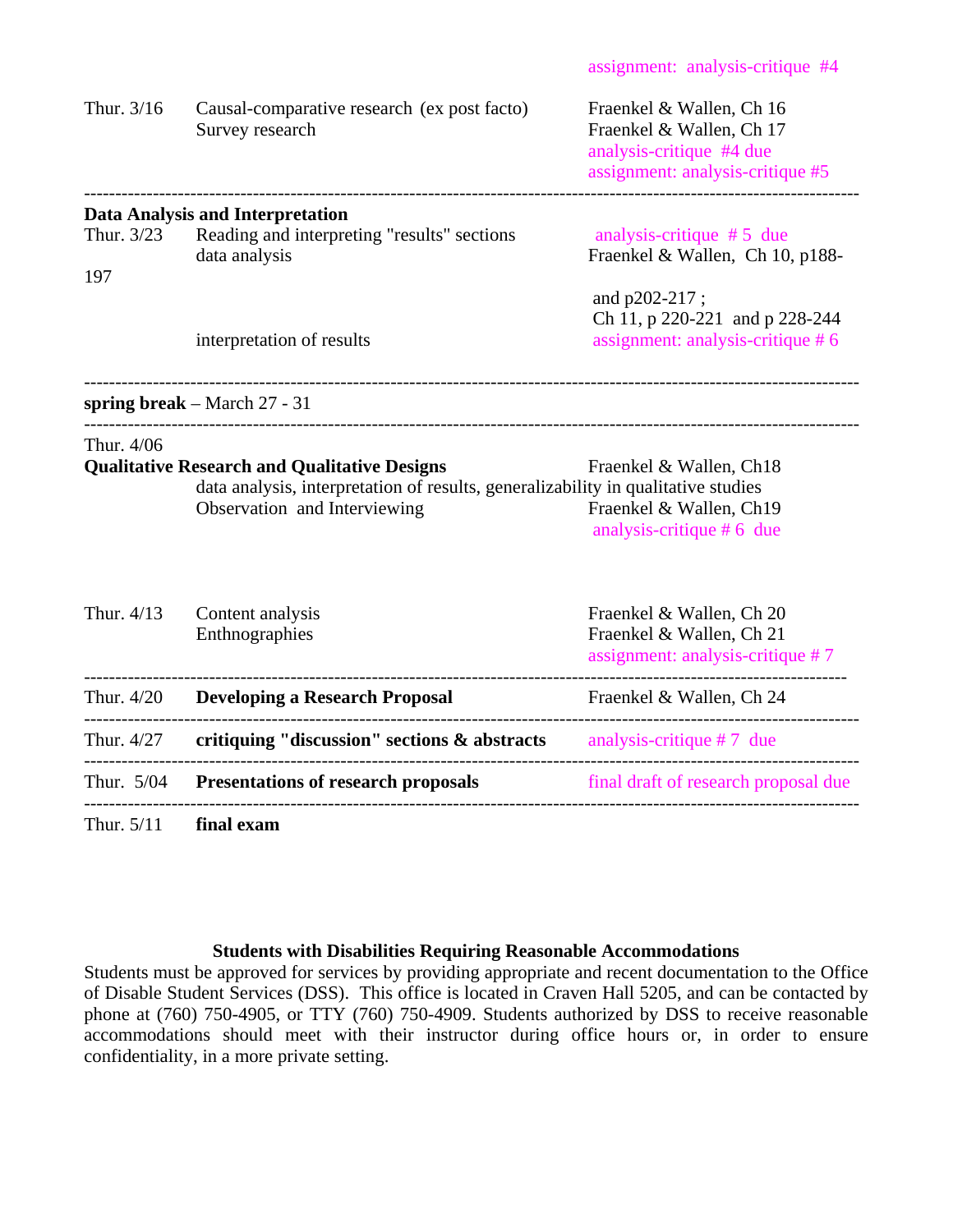| | | |
|---|---|---|
| | | assignment: analysis-critique #4 |
| Thur. 3/16 | Causal-comparative research (ex post facto)<br>Survey research | Fraenkel & Wallen, Ch 16<br>Fraenkel & Wallen, Ch 17<br>analysis-critique #4 due<br>assignment: analysis-critique #5 |
| **Data Analysis and Interpretation** | | |
| Thur. 3/23 | Reading and interpreting "results" sections<br>data analysis<br><br>interpretation of results | analysis-critique # 5 due<br>Fraenkel & Wallen, Ch 10, p188-197 and p202-217 ;<br>Ch 11, p 220-221 and p 228-244<br>assignment: analysis-critique # 6 |
| **spring break** – March 27 - 31 | | |
| Thur. 4/06 | **Qualitative Research and Qualitative Designs**<br>data analysis, interpretation of results, generalizability in qualitative studies<br>Observation and Interviewing | Fraenkel & Wallen, Ch18<br><br>Fraenkel & Wallen, Ch19<br>analysis-critique # 6 due |
| Thur. 4/13 | Content analysis<br>Enthnographies | Fraenkel & Wallen, Ch 20<br>Fraenkel & Wallen, Ch 21<br>assignment: analysis-critique # 7 |
| Thur. 4/20 | **Developing a Research Proposal** | Fraenkel & Wallen, Ch 24 |
| Thur. 4/27 | **critiquing "discussion" sections & abstracts** | analysis-critique # 7 due |
| Thur. 5/04 | **Presentations of research proposals** | final draft of research proposal due |
| Thur. 5/11 | **final exam** | |

### Students with Disabilities Requiring Reasonable Accommodations

Students must be approved for services by providing appropriate and recent documentation to the Office of Disable Student Services (DSS). This office is located in Craven Hall 5205, and can be contacted by phone at (760) 750-4905, or TTY (760) 750-4909. Students authorized by DSS to receive reasonable accommodations should meet with their instructor during office hours or, in order to ensure confidentiality, in a more private setting.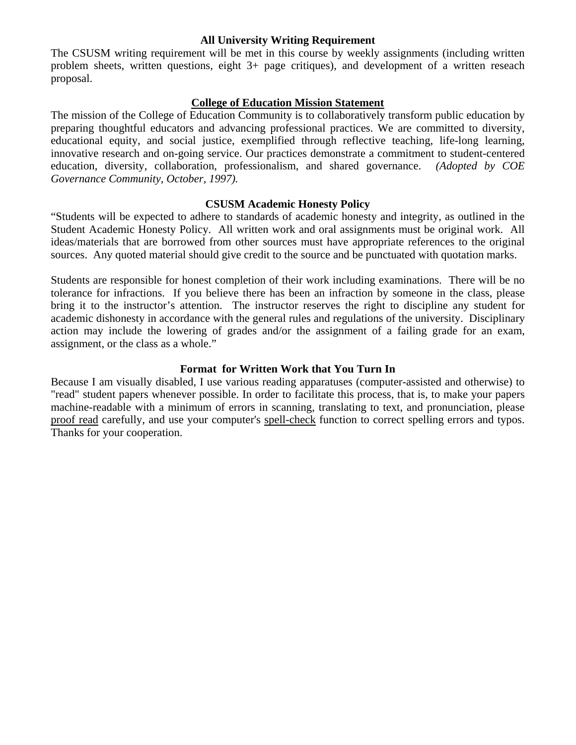**All University Writing Requirement**

The CSUSM writing requirement will be met in this course by weekly assignments (including written problem sheets, written questions, eight 3+ page critiques), and development of a written reseach proposal.

**College of Education Mission Statement**

The mission of the College of Education Community is to collaboratively transform public education by preparing thoughtful educators and advancing professional practices. We are committed to diversity, educational equity, and social justice, exemplified through reflective teaching, life-long learning, innovative research and on-going service. Our practices demonstrate a commitment to student-centered education, diversity, collaboration, professionalism, and shared governance. *(Adopted by COE Governance Community, October, 1997).*

**CSUSM Academic Honesty Policy**

"Students will be expected to adhere to standards of academic honesty and integrity, as outlined in the Student Academic Honesty Policy. All written work and oral assignments must be original work. All ideas/materials that are borrowed from other sources must have appropriate references to the original sources. Any quoted material should give credit to the source and be punctuated with quotation marks.

Students are responsible for honest completion of their work including examinations. There will be no tolerance for infractions. If you believe there has been an infraction by someone in the class, please bring it to the instructor's attention. The instructor reserves the right to discipline any student for academic dishonesty in accordance with the general rules and regulations of the university. Disciplinary action may include the lowering of grades and/or the assignment of a failing grade for an exam, assignment, or the class as a whole."

**Format for Written Work that You Turn In**

Because I am visually disabled, I use various reading apparatuses (computer-assisted and otherwise) to "read" student papers whenever possible. In order to facilitate this process, that is, to make your papers machine-readable with a minimum of errors in scanning, translating to text, and pronunciation, please proof read carefully, and use your computer's spell-check function to correct spelling errors and typos. Thanks for your cooperation.